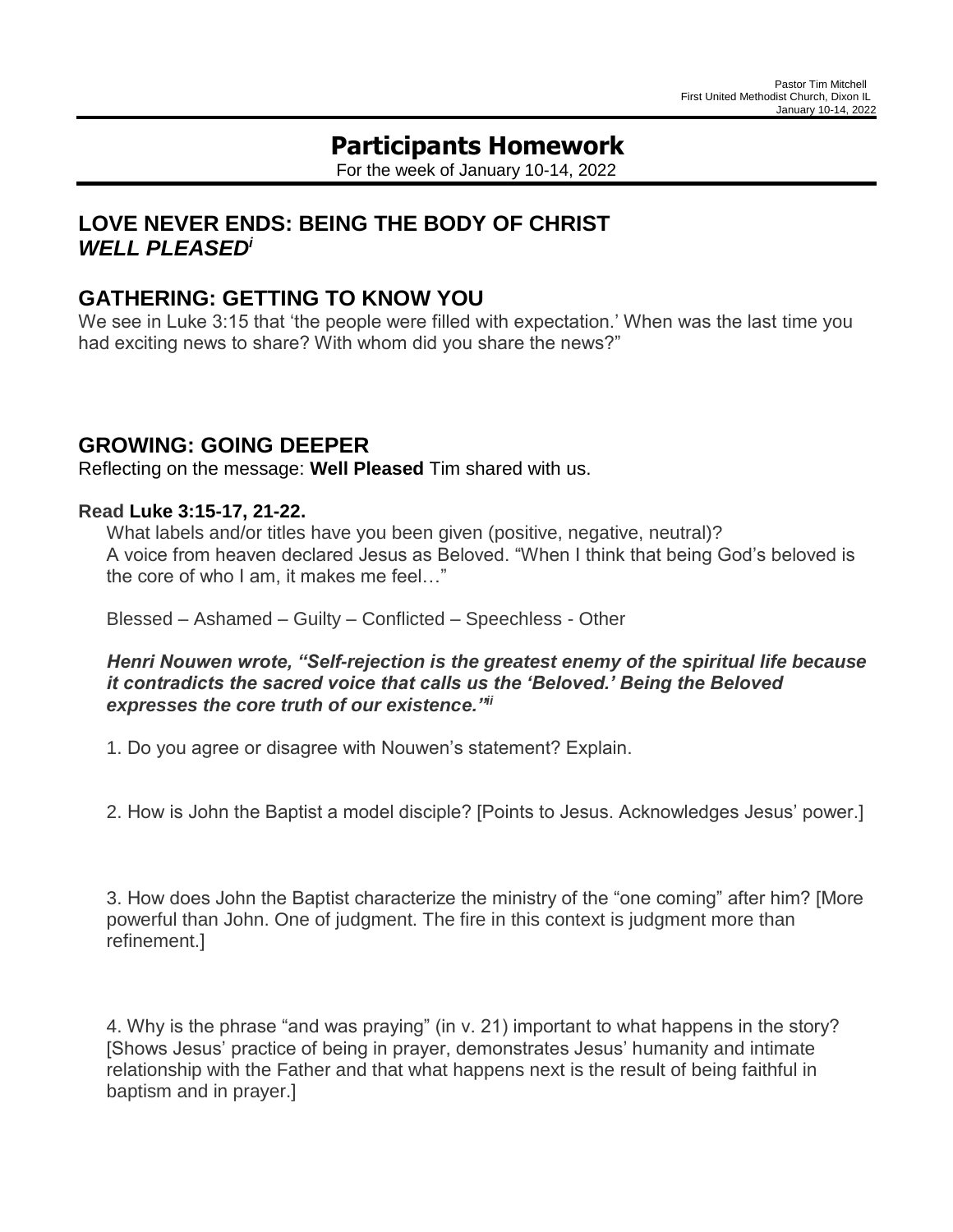Pastor Tim Mitchell
First United Methodist Church, Dixon IL
January 10-14, 2022

# Participants Homework

For the week of January 10-14, 2022

## LOVE NEVER ENDS: BEING THE BODY OF CHRIST
## *WELL PLEASED*[i]

## GATHERING: GETTING TO KNOW YOU

We see in Luke 3:15 that 'the people were filled with expectation.' When was the last time you had exciting news to share? With whom did you share the news?"

## GROWING: GOING DEEPER

Reflecting on the message: **Well Pleased** Tim shared with us.

**Read Luke 3:15-17, 21-22.**

What labels and/or titles have you been given (positive, negative, neutral)?
A voice from heaven declared Jesus as Beloved. "When I think that being God's beloved is the core of who I am, it makes me feel…"

Blessed – Ashamed – Guilty – Conflicted – Speechless - Other

***Henri Nouwen wrote, "Self-rejection is the greatest enemy of the spiritual life because it contradicts the sacred voice that calls us the 'Beloved.' Being the Beloved expresses the core truth of our existence."*[ii]**

1. Do you agree or disagree with Nouwen's statement? Explain.

2. How is John the Baptist a model disciple? [Points to Jesus. Acknowledges Jesus' power.]

3. How does John the Baptist characterize the ministry of the "one coming" after him? [More powerful than John. One of judgment. The fire in this context is judgment more than refinement.]

4. Why is the phrase "and was praying" (in v. 21) important to what happens in the story? [Shows Jesus' practice of being in prayer, demonstrates Jesus' humanity and intimate relationship with the Father and that what happens next is the result of being faithful in baptism and in prayer.]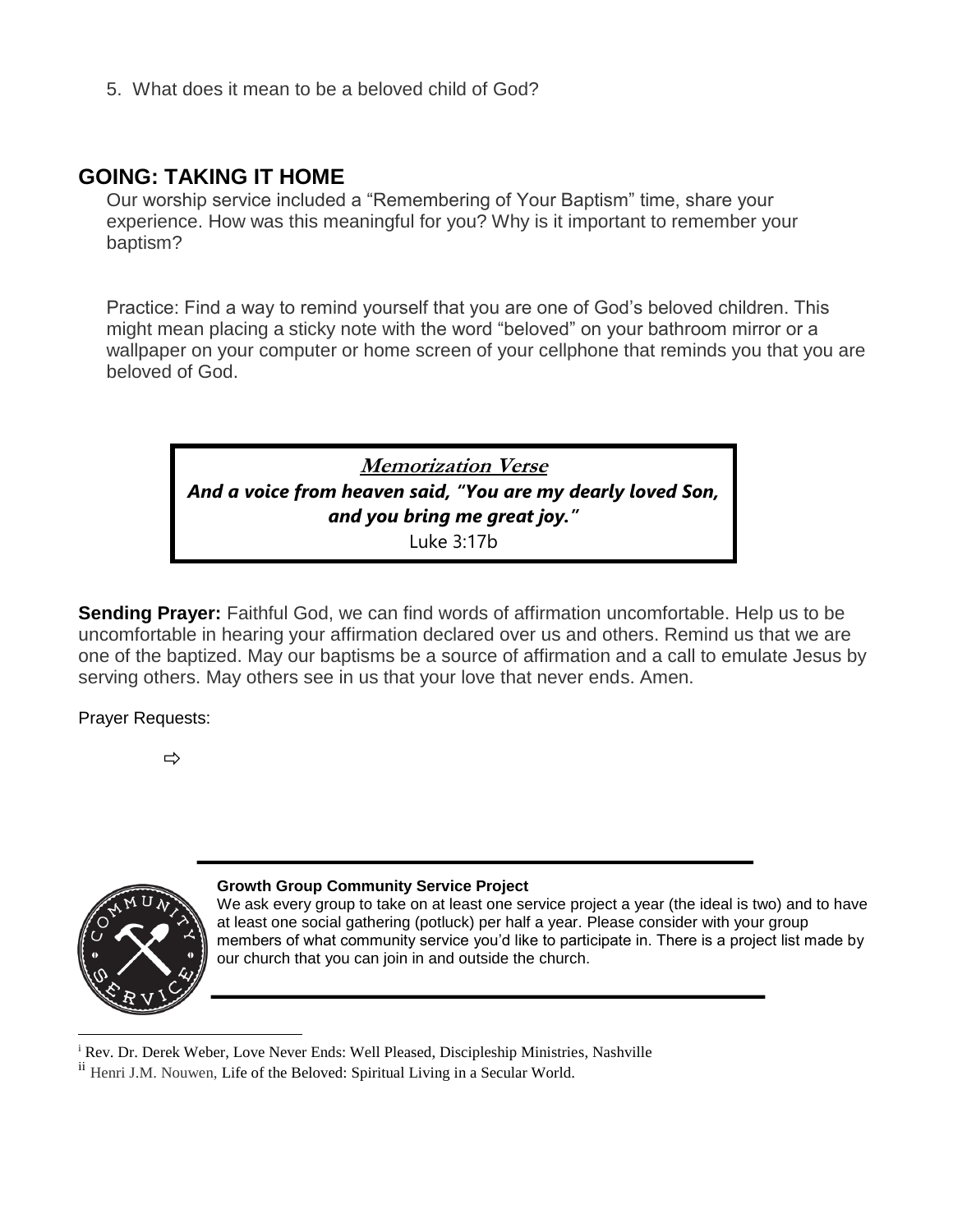5. What does it mean to be a beloved child of God?

## GOING: TAKING IT HOME

Our worship service included a "Remembering of Your Baptism" time, share your experience. How was this meaningful for you? Why is it important to remember your baptism?

Practice: Find a way to remind yourself that you are one of God's beloved children. This might mean placing a sticky note with the word "beloved" on your bathroom mirror or a wallpaper on your computer or home screen of your cellphone that reminds you that you are beloved of God.

**Memorization Verse**

***And a voice from heaven said, "You are my dearly loved Son, and you bring me great joy."***

Luke 3:17b

**Sending Prayer:** Faithful God, we can find words of affirmation uncomfortable. Help us to be uncomfortable in hearing your affirmation declared over us and others. Remind us that we are one of the baptized. May our baptisms be a source of affirmation and a call to emulate Jesus by serving others. May others see in us that your love that never ends. Amen.

Prayer Requests:

⇨

**Growth Group Community Service Project**

We ask every group to take on at least one service project a year (the ideal is two) and to have at least one social gathering (potluck) per half a year. Please consider with your group members of what community service you'd like to participate in. There is a project list made by our church that you can join in and outside the church.

---

[i] Rev. Dr. Derek Weber, Love Never Ends: Well Pleased, Discipleship Ministries, Nashville

[ii] Henri J.M. Nouwen, Life of the Beloved: Spiritual Living in a Secular World.